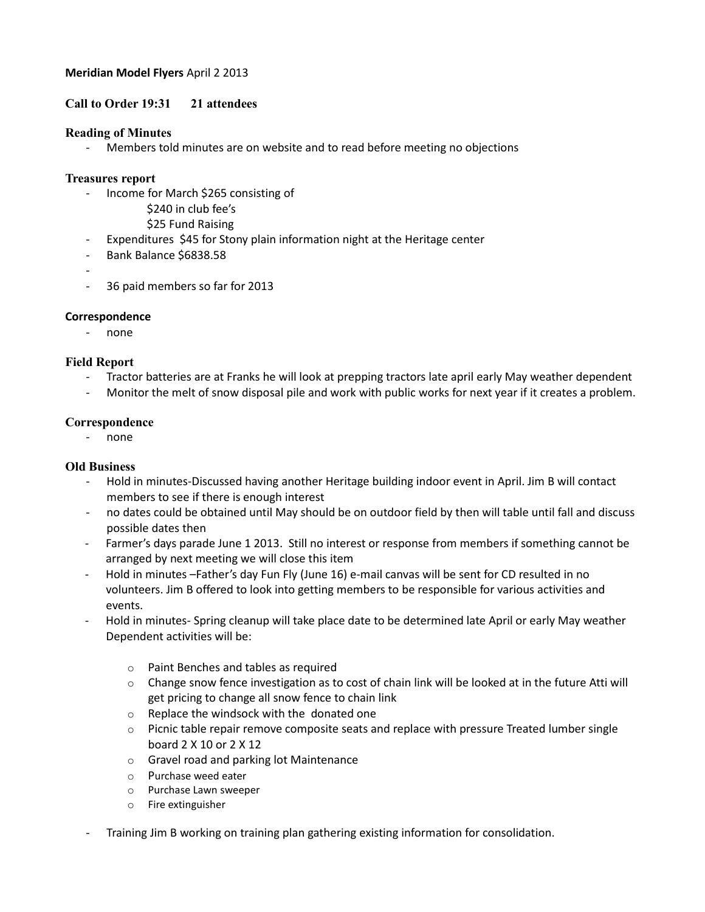**Meridian Model Flyers** April 2 2013

### Call to Order 19:31 21 attendees

### Reading of Minutes

- Members told minutes are on website and to read before meeting no objections

### Treasures report

- Income for March $265 consisting of
  - $240 in club fee's
  - $25 Fund Raising
- Expenditures $45 for Stony plain information night at the Heritage center
- Bank Balance $6838.58
-
- 36 paid members so far for 2013

### Correspondence

- none

### Field Report

- Tractor batteries are at Franks he will look at prepping tractors late april early May weather dependent
- Monitor the melt of snow disposal pile and work with public works for next year if it creates a problem.

### Correspondence

- none

### Old Business

- Hold in minutes-Discussed having another Heritage building indoor event in April. Jim B will contact members to see if there is enough interest
- no dates could be obtained until May should be on outdoor field by then will table until fall and discuss possible dates then
- Farmer's days parade June 1 2013. Still no interest or response from members if something cannot be arranged by next meeting we will close this item
- Hold in minutes –Father's day Fun Fly (June 16) e-mail canvas will be sent for CD resulted in no volunteers. Jim B offered to look into getting members to be responsible for various activities and events.
- Hold in minutes- Spring cleanup will take place date to be determined late April or early May weather Dependent activities will be:
  - Paint Benches and tables as required
  - Change snow fence investigation as to cost of chain link will be looked at in the future Atti will get pricing to change all snow fence to chain link
  - Replace the windsock with the donated one
  - Picnic table repair remove composite seats and replace with pressure Treated lumber single board 2 X 10 or 2 X 12
  - Gravel road and parking lot Maintenance
  - Purchase weed eater
  - Purchase Lawn sweeper
  - Fire extinguisher
- Training Jim B working on training plan gathering existing information for consolidation.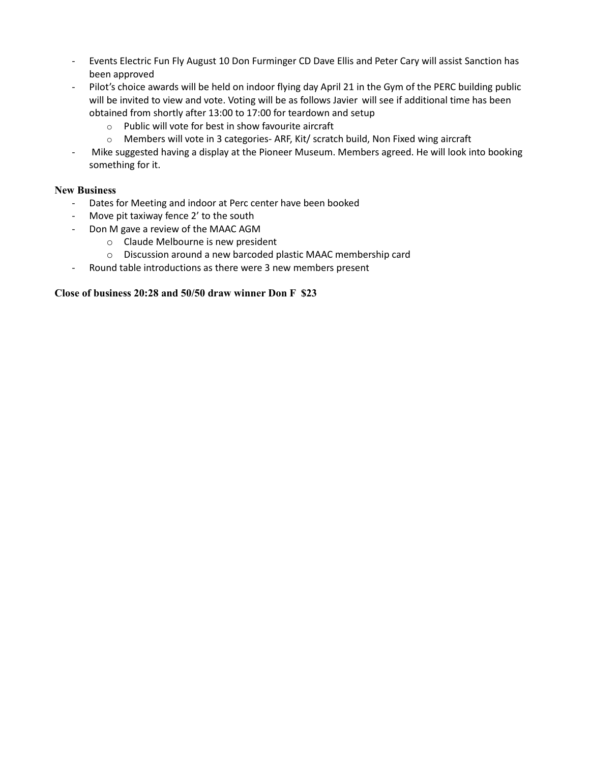- Events Electric Fun Fly August 10 Don Furminger CD Dave Ellis and Peter Cary will assist Sanction has been approved
- Pilot's choice awards will be held on indoor flying day April 21 in the Gym of the PERC building public will be invited to view and vote. Voting will be as follows Javier will see if additional time has been obtained from shortly after 13:00 to 17:00 for teardown and setup
  - Public will vote for best in show favourite aircraft
  - Members will vote in 3 categories- ARF, Kit/ scratch build, Non Fixed wing aircraft
- Mike suggested having a display at the Pioneer Museum. Members agreed. He will look into booking something for it.

**New Business**

- Dates for Meeting and indoor at Perc center have been booked
- Move pit taxiway fence 2' to the south
- Don M gave a review of the MAAC AGM
  - Claude Melbourne is new president
  - Discussion around a new barcoded plastic MAAC membership card
- Round table introductions as there were 3 new members present

**Close of business 20:28 and 50/50 draw winner Don F $23**